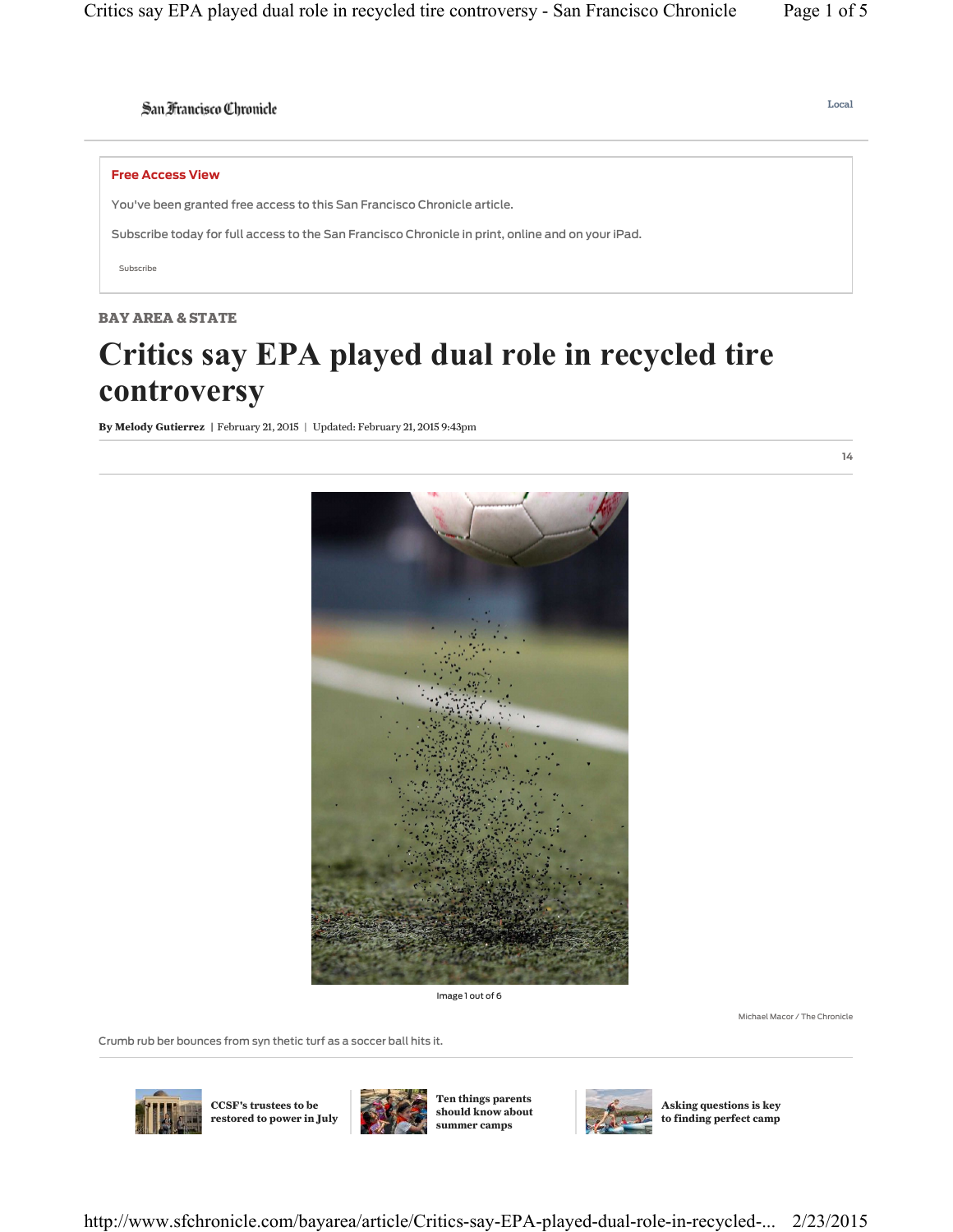San Francisco Chronicle

Local

**Free Access View**

You've been granted free access to this San Francisco Chronicle article.

Subscribe today for full access to the San Francisco Chronicle in print, online and on your iPad.

Subscribe

BAY AREA & STATE

# Critics say EPA played dual role in recycled tire controversy

**By Melody Gutierrez** | February 21, 2015 | Updated: February 21, 2015 9:43pm

14

Image 1 out of 6

Michael Macor / The Chronicle

Crumb rub ber bounces from syn thetic turf as a soccer ball hits it.

**CCSF's trustees to be restored to power in July**

**Ten things parents should know about summer camps**

**Asking questions is key to finding perfect camp**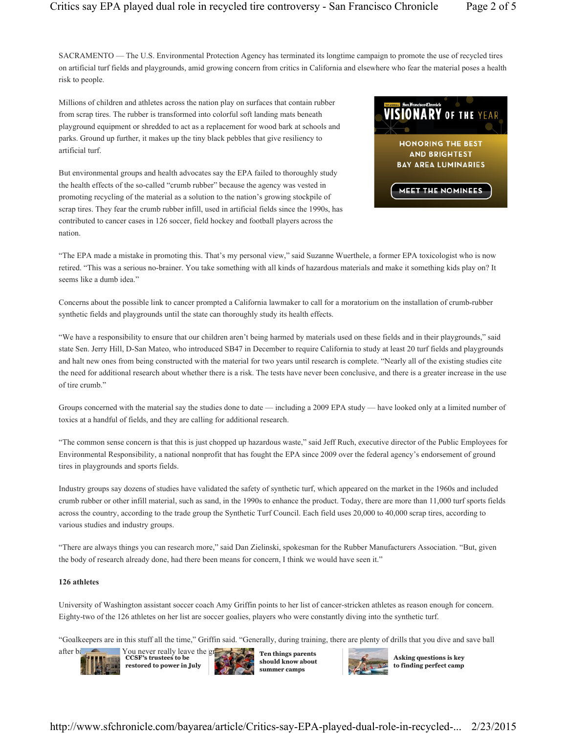SACRAMENTO — The U.S. Environmental Protection Agency has terminated its longtime campaign to promote the use of recycled tires on artificial turf fields and playgrounds, amid growing concern from critics in California and elsewhere who fear the material poses a health risk to people.

Millions of children and athletes across the nation play on surfaces that contain rubber from scrap tires. The rubber is transformed into colorful soft landing mats beneath playground equipment or shredded to act as a replacement for wood bark at schools and parks. Ground up further, it makes up the tiny black pebbles that give resiliency to artificial turf.

But environmental groups and health advocates say the EPA failed to thoroughly study the health effects of the so-called "crumb rubber" because the agency was vested in promoting recycling of the material as a solution to the nation's growing stockpile of scrap tires. They fear the crumb rubber infill, used in artificial fields since the 1990s, has contributed to cancer cases in 126 soccer, field hockey and football players across the nation.

"The EPA made a mistake in promoting this. That's my personal view," said Suzanne Wuerthele, a former EPA toxicologist who is now retired. "This was a serious no-brainer. You take something with all kinds of hazardous materials and make it something kids play on? It seems like a dumb idea."

Concerns about the possible link to cancer prompted a California lawmaker to call for a moratorium on the installation of crumb-rubber synthetic fields and playgrounds until the state can thoroughly study its health effects.

"We have a responsibility to ensure that our children aren't being harmed by materials used on these fields and in their playgrounds," said state Sen. Jerry Hill, D-San Mateo, who introduced SB47 in December to require California to study at least 20 turf fields and playgrounds and halt new ones from being constructed with the material for two years until research is complete. "Nearly all of the existing studies cite the need for additional research about whether there is a risk. The tests have never been conclusive, and there is a greater increase in the use of tire crumb."

Groups concerned with the material say the studies done to date — including a 2009 EPA study — have looked only at a limited number of toxics at a handful of fields, and they are calling for additional research.

"The common sense concern is that this is just chopped up hazardous waste," said Jeff Ruch, executive director of the Public Employees for Environmental Responsibility, a national nonprofit that has fought the EPA since 2009 over the federal agency's endorsement of ground tires in playgrounds and sports fields.

Industry groups say dozens of studies have validated the safety of synthetic turf, which appeared on the market in the 1960s and included crumb rubber or other infill material, such as sand, in the 1990s to enhance the product. Today, there are more than 11,000 turf sports fields across the country, according to the trade group the Synthetic Turf Council. Each field uses 20,000 to 40,000 scrap tires, according to various studies and industry groups.

"There are always things you can research more," said Dan Zielinski, spokesman for the Rubber Manufacturers Association. "But, given the body of research already done, had there been means for concern, I think we would have seen it."

**126 athletes**

University of Washington assistant soccer coach Amy Griffin points to her list of cancer-stricken athletes as reason enough for concern. Eighty-two of the 126 athletes on her list are soccer goalies, players who were constantly diving into the synthetic turf.

"Goalkeepers are in this stuff all the time," Griffin said. "Generally, during training, there are plenty of drills that you dive and save ball after b... You never really leave the gr...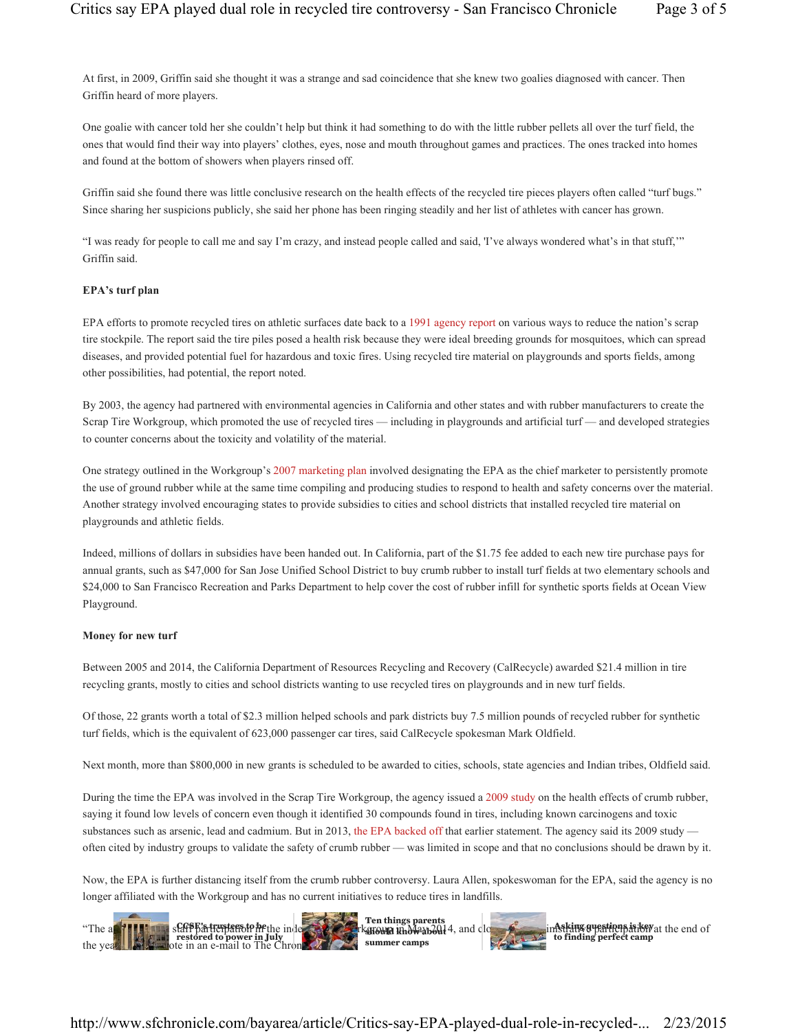At first, in 2009, Griffin said she thought it was a strange and sad coincidence that she knew two goalies diagnosed with cancer. Then Griffin heard of more players.

One goalie with cancer told her she couldn't help but think it had something to do with the little rubber pellets all over the turf field, the ones that would find their way into players' clothes, eyes, nose and mouth throughout games and practices. The ones tracked into homes and found at the bottom of showers when players rinsed off.

Griffin said she found there was little conclusive research on the health effects of the recycled tire pieces players often called "turf bugs." Since sharing her suspicions publicly, she said her phone has been ringing steadily and her list of athletes with cancer has grown.

"I was ready for people to call me and say I'm crazy, and instead people called and said, 'I've always wondered what's in that stuff,'" Griffin said.

**EPA's turf plan**

EPA efforts to promote recycled tires on athletic surfaces date back to a 1991 agency report on various ways to reduce the nation's scrap tire stockpile. The report said the tire piles posed a health risk because they were ideal breeding grounds for mosquitoes, which can spread diseases, and provided potential fuel for hazardous and toxic fires. Using recycled tire material on playgrounds and sports fields, among other possibilities, had potential, the report noted.

By 2003, the agency had partnered with environmental agencies in California and other states and with rubber manufacturers to create the Scrap Tire Workgroup, which promoted the use of recycled tires — including in playgrounds and artificial turf — and developed strategies to counter concerns about the toxicity and volatility of the material.

One strategy outlined in the Workgroup's 2007 marketing plan involved designating the EPA as the chief marketer to persistently promote the use of ground rubber while at the same time compiling and producing studies to respond to health and safety concerns over the material. Another strategy involved encouraging states to provide subsidies to cities and school districts that installed recycled tire material on playgrounds and athletic fields.

Indeed, millions of dollars in subsidies have been handed out. In California, part of the $1.75 fee added to each new tire purchase pays for annual grants, such as $47,000 for San Jose Unified School District to buy crumb rubber to install turf fields at two elementary schools and $24,000 to San Francisco Recreation and Parks Department to help cover the cost of rubber infill for synthetic sports fields at Ocean View Playground.

**Money for new turf**

Between 2005 and 2014, the California Department of Resources Recycling and Recovery (CalRecycle) awarded $21.4 million in tire recycling grants, mostly to cities and school districts wanting to use recycled tires on playgrounds and in new turf fields.

Of those, 22 grants worth a total of $2.3 million helped schools and park districts buy 7.5 million pounds of recycled rubber for synthetic turf fields, which is the equivalent of 623,000 passenger car tires, said CalRecycle spokesman Mark Oldfield.

Next month, more than $800,000 in new grants is scheduled to be awarded to cities, schools, state agencies and Indian tribes, Oldfield said.

During the time the EPA was involved in the Scrap Tire Workgroup, the agency issued a 2009 study on the health effects of crumb rubber, saying it found low levels of concern even though it identified 30 compounds found in tires, including known carcinogens and toxic substances such as arsenic, lead and cadmium. But in 2013, the EPA backed off that earlier statement. The agency said its 2009 study — often cited by industry groups to validate the safety of crumb rubber — was limited in scope and that no conclusions should be drawn by it.

Now, the EPA is further distancing itself from the crumb rubber controversy. Laura Allen, spokeswoman for the EPA, said the agency is no longer affiliated with the Workgroup and has no current initiatives to reduce tires in landfills.

"The a... staff participation in the inde... rkgroup in May 2014, and clo... inistrative participation at the end of the yea... ote in an e-mail to The Chron...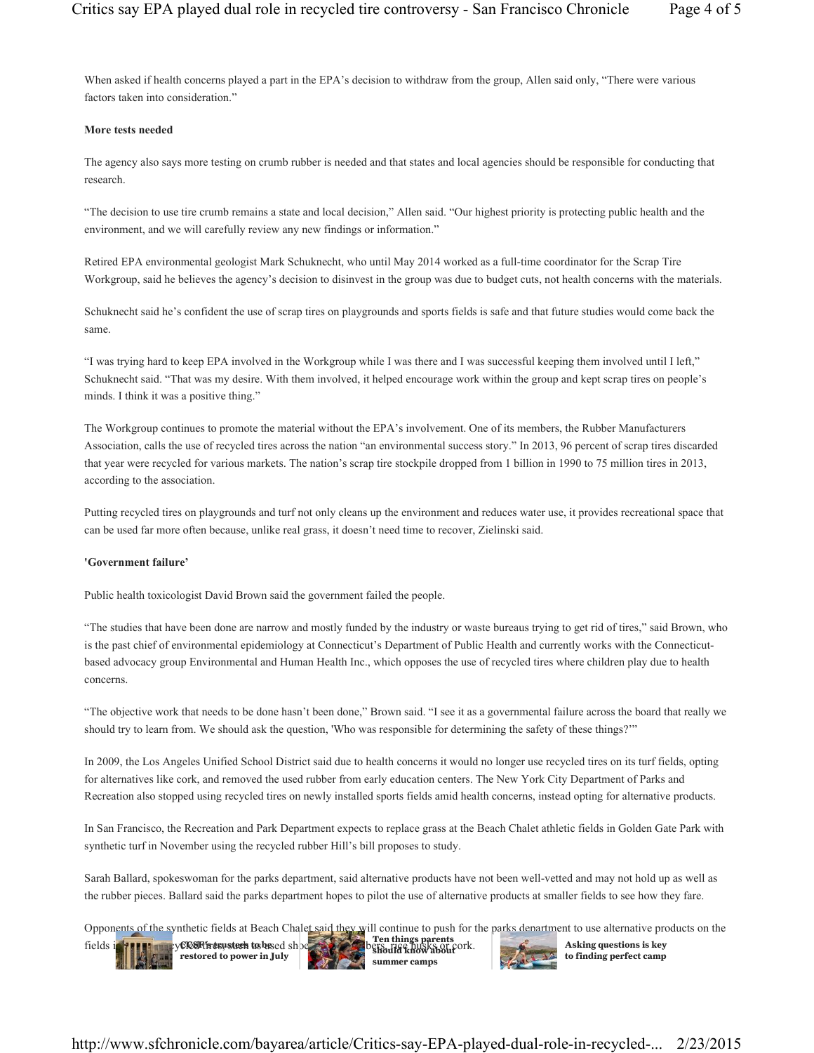When asked if health concerns played a part in the EPA's decision to withdraw from the group, Allen said only, "There were various factors taken into consideration."

**More tests needed**

The agency also says more testing on crumb rubber is needed and that states and local agencies should be responsible for conducting that research.

"The decision to use tire crumb remains a state and local decision," Allen said. "Our highest priority is protecting public health and the environment, and we will carefully review any new findings or information."

Retired EPA environmental geologist Mark Schuknecht, who until May 2014 worked as a full-time coordinator for the Scrap Tire Workgroup, said he believes the agency's decision to disinvest in the group was due to budget cuts, not health concerns with the materials.

Schuknecht said he's confident the use of scrap tires on playgrounds and sports fields is safe and that future studies would come back the same.

"I was trying hard to keep EPA involved in the Workgroup while I was there and I was successful keeping them involved until I left," Schuknecht said. "That was my desire. With them involved, it helped encourage work within the group and kept scrap tires on people's minds. I think it was a positive thing."

The Workgroup continues to promote the material without the EPA's involvement. One of its members, the Rubber Manufacturers Association, calls the use of recycled tires across the nation "an environmental success story." In 2013, 96 percent of scrap tires discarded that year were recycled for various markets. The nation's scrap tire stockpile dropped from 1 billion in 1990 to 75 million tires in 2013, according to the association.

Putting recycled tires on playgrounds and turf not only cleans up the environment and reduces water use, it provides recreational space that can be used far more often because, unlike real grass, it doesn't need time to recover, Zielinski said.

**'Government failure'**

Public health toxicologist David Brown said the government failed the people.

"The studies that have been done are narrow and mostly funded by the industry or waste bureaus trying to get rid of tires," said Brown, who is the past chief of environmental epidemiology at Connecticut's Department of Public Health and currently works with the Connecticut-based advocacy group Environmental and Human Health Inc., which opposes the use of recycled tires where children play due to health concerns.

"The objective work that needs to be done hasn't been done," Brown said. "I see it as a governmental failure across the board that really we should try to learn from. We should ask the question, 'Who was responsible for determining the safety of these things?'"

In 2009, the Los Angeles Unified School District said due to health concerns it would no longer use recycled tires on its turf fields, opting for alternatives like cork, and removed the used rubber from early education centers. The New York City Department of Parks and Recreation also stopped using recycled tires on newly installed sports fields amid health concerns, instead opting for alternative products.

In San Francisco, the Recreation and Park Department expects to replace grass at the Beach Chalet athletic fields in Golden Gate Park with synthetic turf in November using the recycled rubber Hill's bill proposes to study.

Sarah Ballard, spokeswoman for the parks department, said alternative products have not been well-vetted and may not hold up as well as the rubber pieces. Ballard said the parks department hopes to pilot the use of alternative products at smaller fields to see how they fare.

Opponents of the synthetic fields at Beach Chalet said they will continue to push for the parks department to use alternative products on the fields instead of recycled tires, such as used shoe fibers, rice husks or cork.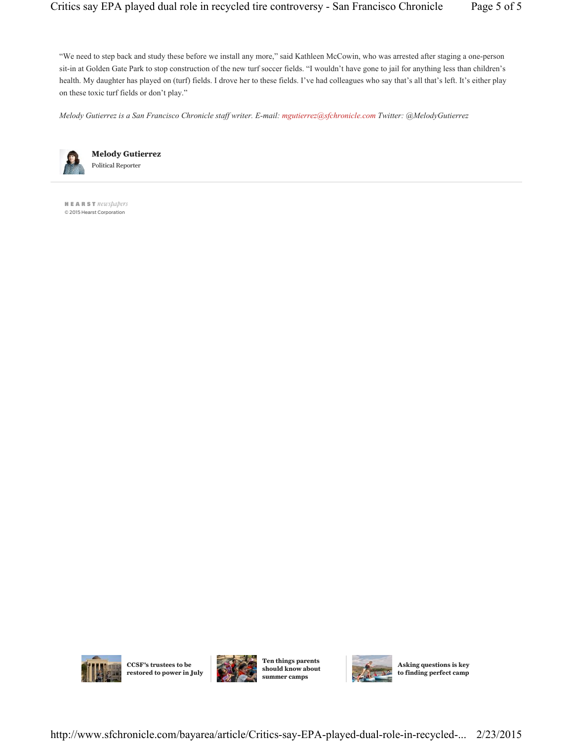"We need to step back and study these before we install any more," said Kathleen McCowin, who was arrested after staging a one-person sit-in at Golden Gate Park to stop construction of the new turf soccer fields. "I wouldn't have gone to jail for anything less than children's health. My daughter has played on (turf) fields. I drove her to these fields. I've had colleagues who say that's all that's left. It's either play on these toxic turf fields or don't play."

*Melody Gutierrez is a San Francisco Chronicle staff writer. E-mail: mgutierrez@sfchronicle.com Twitter: @MelodyGutierrez*

**Melody Gutierrez**
Political Reporter

HEARST *newspapers*
© 2015 Hearst Corporation

**CCSF's trustees to be restored to power in July**

**Ten things parents should know about summer camps**

**Asking questions is key to finding perfect camp**